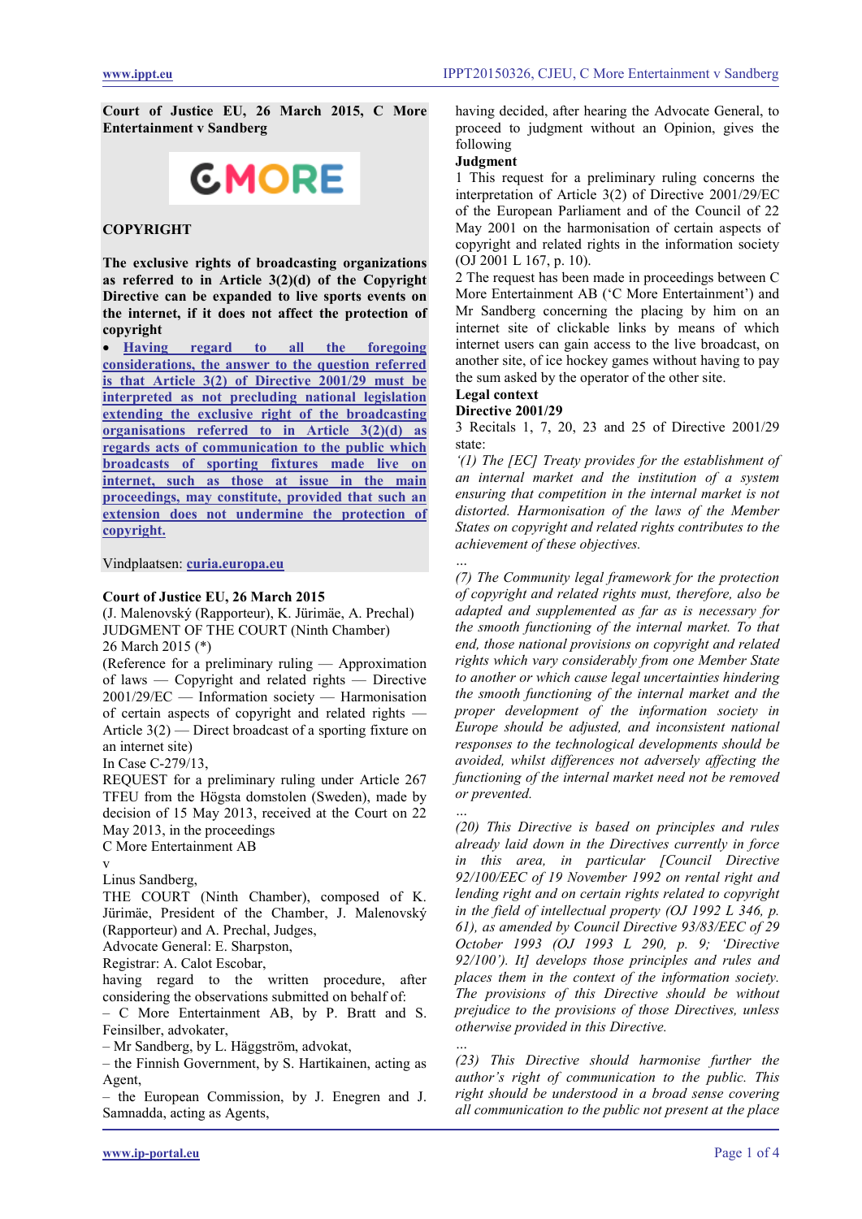**Court of Justice EU, 26 March 2015, C More Entertainment v Sandberg**

**COPYRIGHT**

**The exclusive rights of broadcasting organizations as referred to in Article 3(2)(d) of the Copyright Directive can be expanded to live sports events on the internet, if it does not affect the protection of copyright**

- **Having regard to all the foregoing considerations, the answer to the question referred is that Article 3(2) of Directive 2001/29 must be interpreted as not precluding national legislation extending the exclusive right of the broadcasting organisations referred to in Article 3(2)(d) as regards acts of communication to the public which broadcasts of sporting fixtures made live on internet, such as those at issue in the main proceedings, may constitute, provided that such an extension does not undermine the protection of copyright.**

Vindplaatsen: **curia.europa.eu**

**Court of Justice EU, 26 March 2015**

(J. Malenovský (Rapporteur), K. Jürimäe, A. Prechal)

JUDGMENT OF THE COURT (Ninth Chamber)

26 March 2015 (*)

(Reference for a preliminary ruling — Approximation of laws — Copyright and related rights — Directive 2001/29/EC — Information society — Harmonisation of certain aspects of copyright and related rights — Article 3(2) — Direct broadcast of a sporting fixture on an internet site)

In Case C-279/13,

REQUEST for a preliminary ruling under Article 267 TFEU from the Högsta domstolen (Sweden), made by decision of 15 May 2013, received at the Court on 22 May 2013, in the proceedings

C More Entertainment AB

v

Linus Sandberg,

THE COURT (Ninth Chamber), composed of K. Jürimäe, President of the Chamber, J. Malenovský (Rapporteur) and A. Prechal, Judges,

Advocate General: E. Sharpston,

Registrar: A. Calot Escobar,

having regard to the written procedure, after considering the observations submitted on behalf of:

– C More Entertainment AB, by P. Bratt and S. Feinsilber, advokater,

– Mr Sandberg, by L. Häggström, advokat,

– the Finnish Government, by S. Hartikainen, acting as Agent,

– the European Commission, by J. Enegren and J. Samnadda, acting as Agents,

having decided, after hearing the Advocate General, to proceed to judgment without an Opinion, gives the following

**Judgment**

1 This request for a preliminary ruling concerns the interpretation of Article 3(2) of Directive 2001/29/EC of the European Parliament and of the Council of 22 May 2001 on the harmonisation of certain aspects of copyright and related rights in the information society (OJ 2001 L 167, p. 10).

2 The request has been made in proceedings between C More Entertainment AB ('C More Entertainment') and Mr Sandberg concerning the placing by him on an internet site of clickable links by means of which internet users can gain access to the live broadcast, on another site, of ice hockey games without having to pay the sum asked by the operator of the other site.

**Legal context**

**Directive 2001/29**

3 Recitals 1, 7, 20, 23 and 25 of Directive 2001/29 state:

*'(1) The [EC] Treaty provides for the establishment of an internal market and the institution of a system ensuring that competition in the internal market is not distorted. Harmonisation of the laws of the Member States on copyright and related rights contributes to the achievement of these objectives.*

*…*

*(7) The Community legal framework for the protection of copyright and related rights must, therefore, also be adapted and supplemented as far as is necessary for the smooth functioning of the internal market. To that end, those national provisions on copyright and related rights which vary considerably from one Member State to another or which cause legal uncertainties hindering the smooth functioning of the internal market and the proper development of the information society in Europe should be adjusted, and inconsistent national responses to the technological developments should be avoided, whilst differences not adversely affecting the functioning of the internal market need not be removed or prevented.*

*…*

*(20) This Directive is based on principles and rules already laid down in the Directives currently in force in this area, in particular [Council Directive 92/100/EEC of 19 November 1992 on rental right and lending right and on certain rights related to copyright in the field of intellectual property (OJ 1992 L 346, p. 61), as amended by Council Directive 93/83/EEC of 29 October 1993 (OJ 1993 L 290, p. 9; 'Directive 92/100'). It] develops those principles and rules and places them in the context of the information society. The provisions of this Directive should be without prejudice to the provisions of those Directives, unless otherwise provided in this Directive.*

*…*

*(23) This Directive should harmonise further the author's right of communication to the public. This right should be understood in a broad sense covering all communication to the public not present at the place*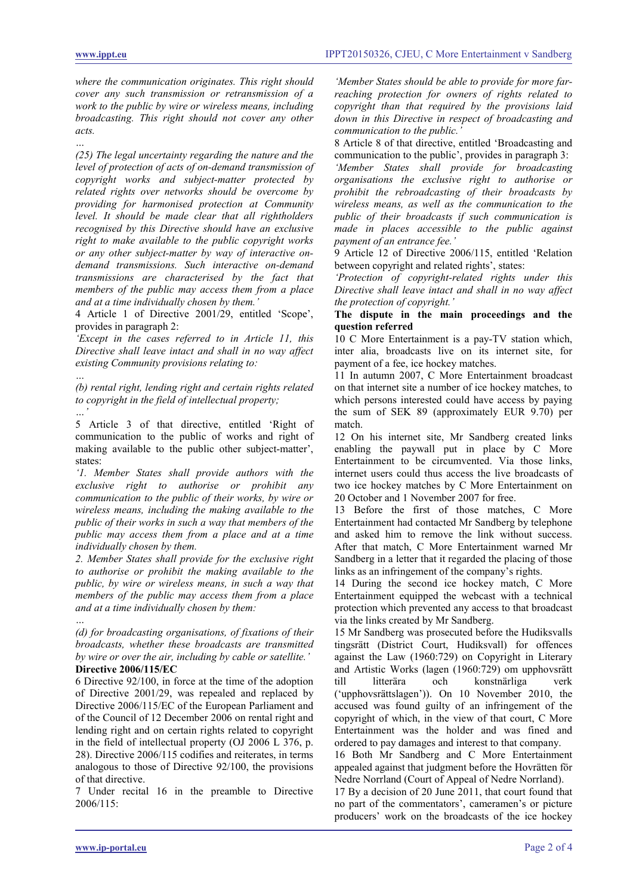*where the communication originates. This right should cover any such transmission or retransmission of a work to the public by wire or wireless means, including broadcasting. This right should not cover any other acts.*

*…*

*(25) The legal uncertainty regarding the nature and the level of protection of acts of on-demand transmission of copyright works and subject-matter protected by related rights over networks should be overcome by providing for harmonised protection at Community level. It should be made clear that all rightholders recognised by this Directive should have an exclusive right to make available to the public copyright works or any other subject-matter by way of interactive on-demand transmissions. Such interactive on-demand transmissions are characterised by the fact that members of the public may access them from a place and at a time individually chosen by them.'*

4 Article 1 of Directive 2001/29, entitled 'Scope', provides in paragraph 2:

*'Except in the cases referred to in Article 11, this Directive shall leave intact and shall in no way affect existing Community provisions relating to:*

*…*

*(b) rental right, lending right and certain rights related to copyright in the field of intellectual property;*

*…'*

5 Article 3 of that directive, entitled 'Right of communication to the public of works and right of making available to the public other subject-matter', states:

*'1. Member States shall provide authors with the exclusive right to authorise or prohibit any communication to the public of their works, by wire or wireless means, including the making available to the public of their works in such a way that members of the public may access them from a place and at a time individually chosen by them.*

*2. Member States shall provide for the exclusive right to authorise or prohibit the making available to the public, by wire or wireless means, in such a way that members of the public may access them from a place and at a time individually chosen by them:*

*…*

*(d) for broadcasting organisations, of fixations of their broadcasts, whether these broadcasts are transmitted by wire or over the air, including by cable or satellite.'*

**Directive 2006/115/EC**

6 Directive 92/100, in force at the time of the adoption of Directive 2001/29, was repealed and replaced by Directive 2006/115/EC of the European Parliament and of the Council of 12 December 2006 on rental right and lending right and on certain rights related to copyright in the field of intellectual property (OJ 2006 L 376, p. 28). Directive 2006/115 codifies and reiterates, in terms analogous to those of Directive 92/100, the provisions of that directive.

7 Under recital 16 in the preamble to Directive 2006/115:

*'Member States should be able to provide for more far-reaching protection for owners of rights related to copyright than that required by the provisions laid down in this Directive in respect of broadcasting and communication to the public.'*

8 Article 8 of that directive, entitled 'Broadcasting and communication to the public', provides in paragraph 3:

*'Member States shall provide for broadcasting organisations the exclusive right to authorise or prohibit the rebroadcasting of their broadcasts by wireless means, as well as the communication to the public of their broadcasts if such communication is made in places accessible to the public against payment of an entrance fee.'*

9 Article 12 of Directive 2006/115, entitled 'Relation between copyright and related rights', states:

*'Protection of copyright-related rights under this Directive shall leave intact and shall in no way affect the protection of copyright.'*

**The dispute in the main proceedings and the question referred**

10 C More Entertainment is a pay-TV station which, inter alia, broadcasts live on its internet site, for payment of a fee, ice hockey matches.

11 In autumn 2007, C More Entertainment broadcast on that internet site a number of ice hockey matches, to which persons interested could have access by paying the sum of SEK 89 (approximately EUR 9.70) per match.

12 On his internet site, Mr Sandberg created links enabling the paywall put in place by C More Entertainment to be circumvented. Via those links, internet users could thus access the live broadcasts of two ice hockey matches by C More Entertainment on 20 October and 1 November 2007 for free.

13 Before the first of those matches, C More Entertainment had contacted Mr Sandberg by telephone and asked him to remove the link without success. After that match, C More Entertainment warned Mr Sandberg in a letter that it regarded the placing of those links as an infringement of the company's rights.

14 During the second ice hockey match, C More Entertainment equipped the webcast with a technical protection which prevented any access to that broadcast via the links created by Mr Sandberg.

15 Mr Sandberg was prosecuted before the Hudiksvalls tingsrätt (District Court, Hudiksvall) for offences against the Law (1960:729) on Copyright in Literary and Artistic Works (lagen (1960:729) om upphovsrätt till litterära och konstnärliga verk ('upphovsrättslagen')). On 10 November 2010, the accused was found guilty of an infringement of the copyright of which, in the view of that court, C More Entertainment was the holder and was fined and ordered to pay damages and interest to that company.

16 Both Mr Sandberg and C More Entertainment appealed against that judgment before the Hovrätten för Nedre Norrland (Court of Appeal of Nedre Norrland).

17 By a decision of 20 June 2011, that court found that no part of the commentators', cameramen's or picture producers' work on the broadcasts of the ice hockey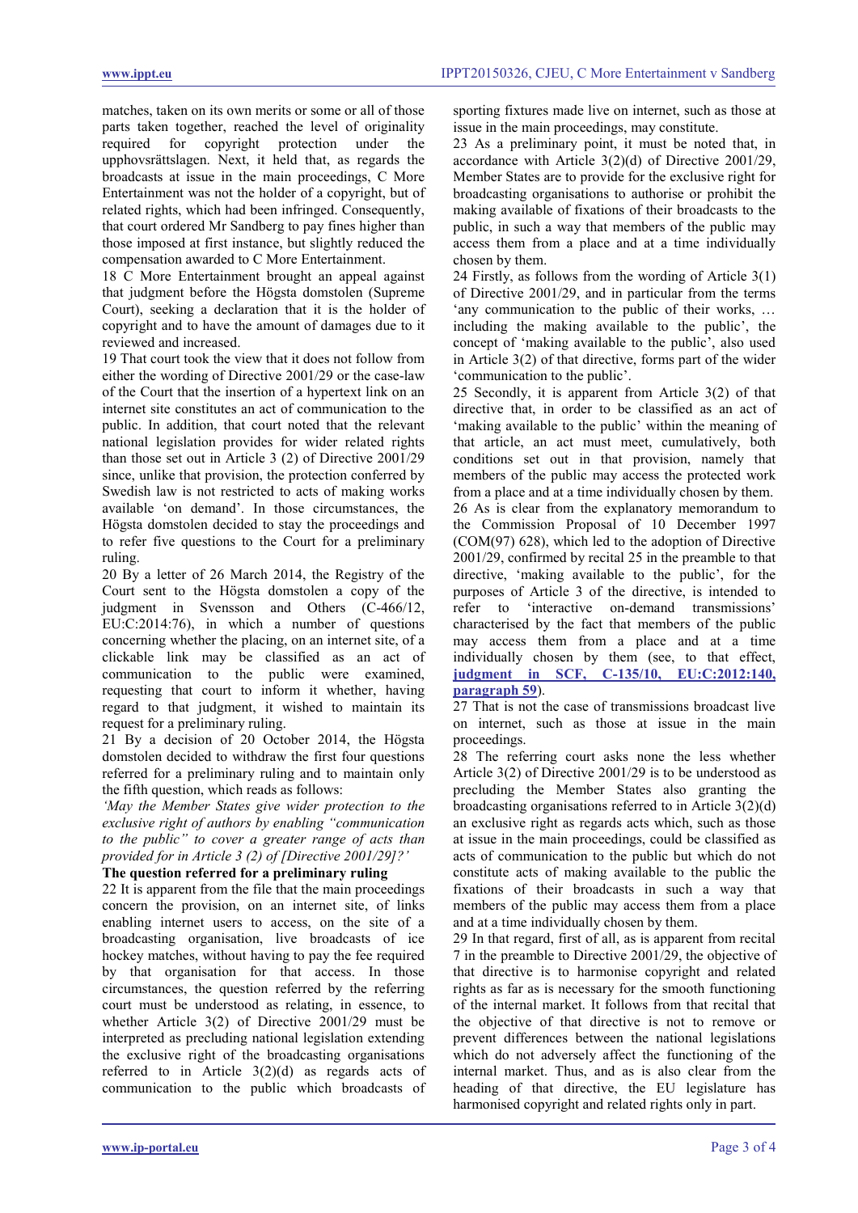matches, taken on its own merits or some or all of those parts taken together, reached the level of originality required for copyright protection under the upphovsrättslagen. Next, it held that, as regards the broadcasts at issue in the main proceedings, C More Entertainment was not the holder of a copyright, but of related rights, which had been infringed. Consequently, that court ordered Mr Sandberg to pay fines higher than those imposed at first instance, but slightly reduced the compensation awarded to C More Entertainment.

18 C More Entertainment brought an appeal against that judgment before the Högsta domstolen (Supreme Court), seeking a declaration that it is the holder of copyright and to have the amount of damages due to it reviewed and increased.

19 That court took the view that it does not follow from either the wording of Directive 2001/29 or the case-law of the Court that the insertion of a hypertext link on an internet site constitutes an act of communication to the public. In addition, that court noted that the relevant national legislation provides for wider related rights than those set out in Article 3 (2) of Directive 2001/29 since, unlike that provision, the protection conferred by Swedish law is not restricted to acts of making works available 'on demand'. In those circumstances, the Högsta domstolen decided to stay the proceedings and to refer five questions to the Court for a preliminary ruling.

20 By a letter of 26 March 2014, the Registry of the Court sent to the Högsta domstolen a copy of the judgment in Svensson and Others (C-466/12, EU:C:2014:76), in which a number of questions concerning whether the placing, on an internet site, of a clickable link may be classified as an act of communication to the public were examined, requesting that court to inform it whether, having regard to that judgment, it wished to maintain its request for a preliminary ruling.

21 By a decision of 20 October 2014, the Högsta domstolen decided to withdraw the first four questions referred for a preliminary ruling and to maintain only the fifth question, which reads as follows:

*'May the Member States give wider protection to the exclusive right of authors by enabling "communication to the public" to cover a greater range of acts than provided for in Article 3 (2) of [Directive 2001/29]?'*

**The question referred for a preliminary ruling**

22 It is apparent from the file that the main proceedings concern the provision, on an internet site, of links enabling internet users to access, on the site of a broadcasting organisation, live broadcasts of ice hockey matches, without having to pay the fee required by that organisation for that access. In those circumstances, the question referred by the referring court must be understood as relating, in essence, to whether Article 3(2) of Directive 2001/29 must be interpreted as precluding national legislation extending the exclusive right of the broadcasting organisations referred to in Article 3(2)(d) as regards acts of communication to the public which broadcasts of sporting fixtures made live on internet, such as those at issue in the main proceedings, may constitute.

23 As a preliminary point, it must be noted that, in accordance with Article 3(2)(d) of Directive 2001/29, Member States are to provide for the exclusive right for broadcasting organisations to authorise or prohibit the making available of fixations of their broadcasts to the public, in such a way that members of the public may access them from a place and at a time individually chosen by them.

24 Firstly, as follows from the wording of Article 3(1) of Directive 2001/29, and in particular from the terms 'any communication to the public of their works, … including the making available to the public', the concept of 'making available to the public', also used in Article 3(2) of that directive, forms part of the wider 'communication to the public'.

25 Secondly, it is apparent from Article 3(2) of that directive that, in order to be classified as an act of 'making available to the public' within the meaning of that article, an act must meet, cumulatively, both conditions set out in that provision, namely that members of the public may access the protected work from a place and at a time individually chosen by them.

26 As is clear from the explanatory memorandum to the Commission Proposal of 10 December 1997 (COM(97) 628), which led to the adoption of Directive 2001/29, confirmed by recital 25 in the preamble to that directive, 'making available to the public', for the purposes of Article 3 of the directive, is intended to refer to 'interactive on-demand transmissions' characterised by the fact that members of the public may access them from a place and at a time individually chosen by them (see, to that effect, **judgment in SCF, C-135/10, EU:C:2012:140, paragraph 59**).

27 That is not the case of transmissions broadcast live on internet, such as those at issue in the main proceedings.

28 The referring court asks none the less whether Article 3(2) of Directive 2001/29 is to be understood as precluding the Member States also granting the broadcasting organisations referred to in Article 3(2)(d) an exclusive right as regards acts which, such as those at issue in the main proceedings, could be classified as acts of communication to the public but which do not constitute acts of making available to the public the fixations of their broadcasts in such a way that members of the public may access them from a place and at a time individually chosen by them.

29 In that regard, first of all, as is apparent from recital 7 in the preamble to Directive 2001/29, the objective of that directive is to harmonise copyright and related rights as far as is necessary for the smooth functioning of the internal market. It follows from that recital that the objective of that directive is not to remove or prevent differences between the national legislations which do not adversely affect the functioning of the internal market. Thus, and as is also clear from the heading of that directive, the EU legislature has harmonised copyright and related rights only in part.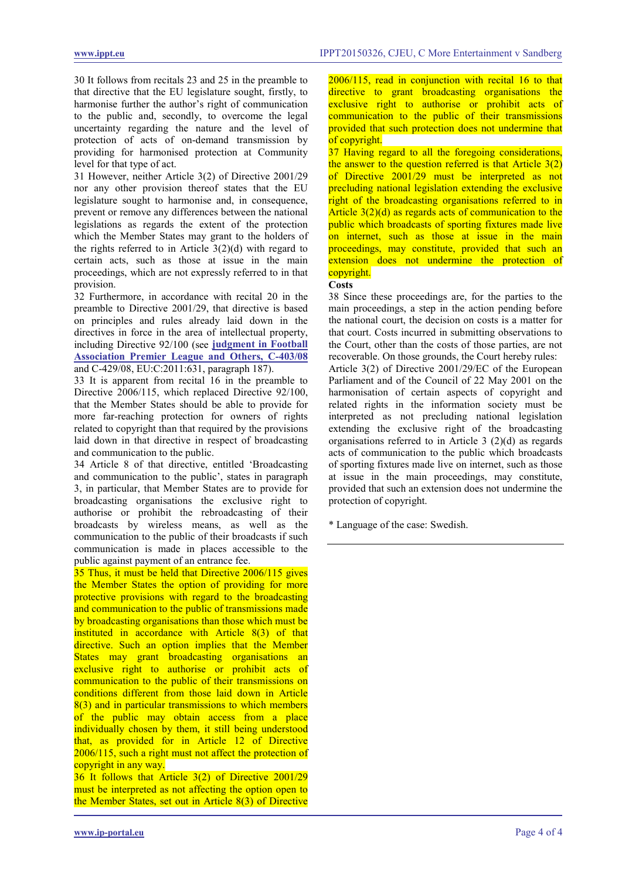30 It follows from recitals 23 and 25 in the preamble to that directive that the EU legislature sought, firstly, to harmonise further the author's right of communication to the public and, secondly, to overcome the legal uncertainty regarding the nature and the level of protection of acts of on-demand transmission by providing for harmonised protection at Community level for that type of act.

31 However, neither Article 3(2) of Directive 2001/29 nor any other provision thereof states that the EU legislature sought and, in consequence, prevent or remove any differences between the national legislations as regards the extent of the protection which the Member States may grant to the holders of the rights referred to in Article 3(2)(d) with regard to certain acts, such as those at issue in the main proceedings, which are not expressly referred to in that provision.

32 Furthermore, in accordance with recital 20 in the preamble to Directive 2001/29, that directive is based on principles and rules already laid down in the directives in force in the area of intellectual property, including Directive 92/100 (see **judgment in Football Association Premier League and Others, C-403/08** and C-429/08, EU:C:2011:631, paragraph 187).

33 It is apparent from recital 16 in the preamble to Directive 2006/115, which replaced Directive 92/100, that the Member States should be able to provide for more far-reaching protection for owners of rights related to copyright than that required by the provisions laid down in that directive in respect of broadcasting and communication to the public.

34 Article 8 of that directive, entitled 'Broadcasting and communication to the public', states in paragraph 3, in particular, that Member States are to provide for broadcasting organisations the exclusive right to authorise or prohibit the rebroadcasting of their broadcasts by wireless means, as well as the communication to the public of their broadcasts if such communication is made in places accessible to the public against payment of an entrance fee.

35 Thus, it must be held that Directive 2006/115 gives the Member States the option of providing for more protective provisions with regard to the broadcasting and communication to the public of transmissions made by broadcasting organisations than those which must be instituted in accordance with Article 8(3) of that directive. Such an option implies that the Member States may grant broadcasting organisations an exclusive right to authorise or prohibit acts of communication to the public of their transmissions on conditions different from those laid down in Article 8(3) and in particular transmissions to which members of the public may obtain access from a place individually chosen by them, it still being understood that, as provided for in Article 12 of Directive 2006/115, such a right must not affect the protection of copyright in any way.

36 It follows that Article 3(2) of Directive 2001/29 must be interpreted as not affecting the option open to the Member States, set out in Article 8(3) of Directive 2006/115, read in conjunction with recital 16 to that directive to grant broadcasting organisations the exclusive right to authorise or prohibit acts of communication to the public of their transmissions provided that such protection does not undermine that of copyright.

37 Having regard to all the foregoing considerations, the answer to the question referred is that Article 3(2) of Directive 2001/29 must be interpreted as not precluding national legislation extending the exclusive right of the broadcasting organisations referred to in Article 3(2)(d) as regards acts of communication to the public which broadcasts of sporting fixtures made live on internet, such as those at issue in the main proceedings, may constitute, provided that such an extension does not undermine the protection of copyright.

**Costs**

38 Since these proceedings are, for the parties to the main proceedings, a step in the action pending before the national court, the decision on costs is a matter for that court. Costs incurred in submitting observations to the Court, other than the costs of those parties, are not recoverable. On those grounds, the Court hereby rules:

Article 3(2) of Directive 2001/29/EC of the European Parliament and of the Council of 22 May 2001 on the harmonisation of certain aspects of copyright and related rights in the information society must be interpreted as not precluding national legislation extending the exclusive right of the broadcasting organisations referred to in Article 3 (2)(d) as regards acts of communication to the public which broadcasts of sporting fixtures made live on internet, such as those at issue in the main proceedings, may constitute, provided that such an extension does not undermine the protection of copyright.

* Language of the case: Swedish.